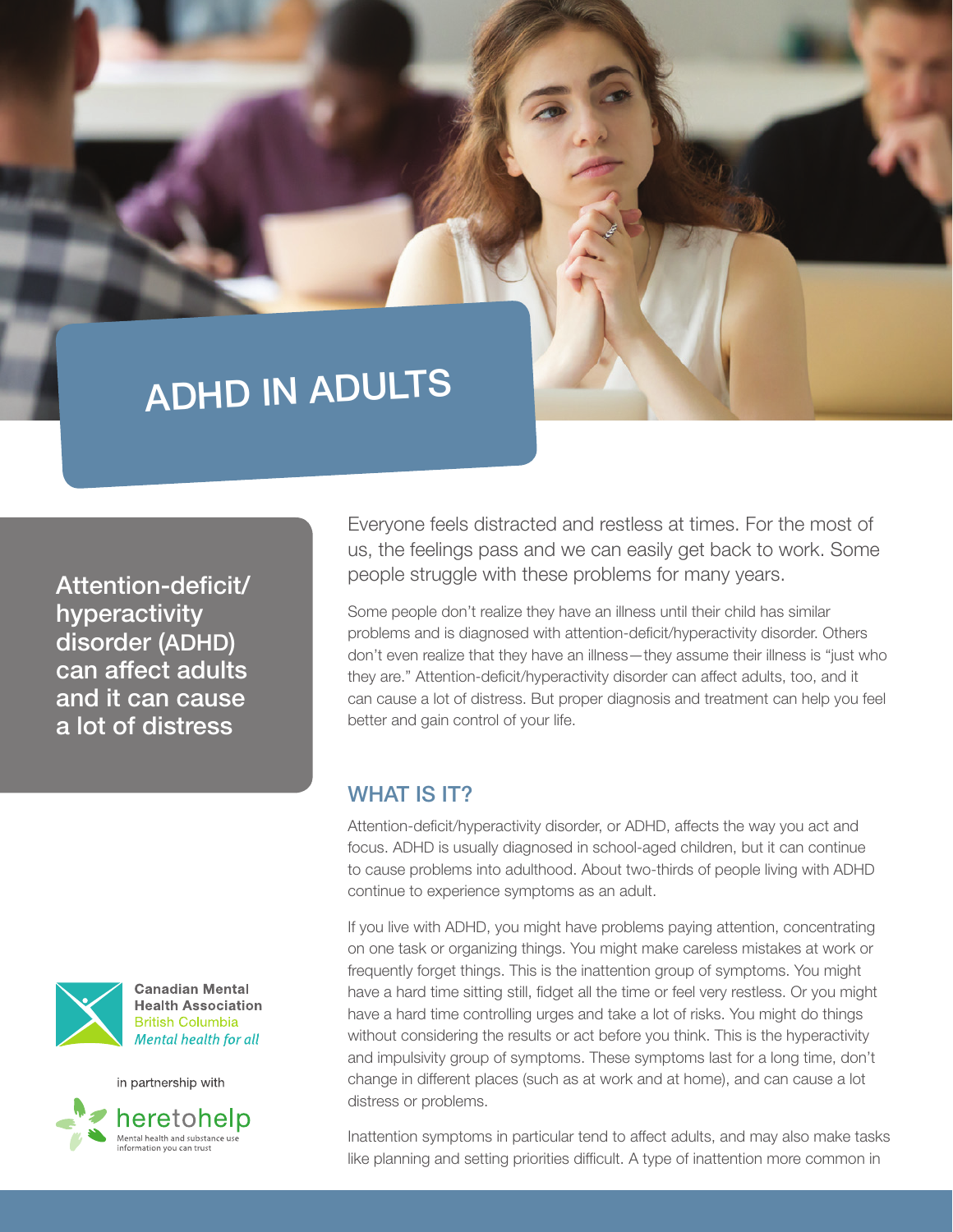# ADHD IN ADULTS

**Attention-deficit/hyperactivity disorder (ADHD) can affect adults and it can cause a lot of distress**

Canadian Mental Health Association
British Columbia
*Mental health for all*

in partnership with

heretohelp
Mental health and substance use information you can trust

Everyone feels distracted and restless at times. For the most of us, the feelings pass and we can easily get back to work. Some people struggle with these problems for many years.

Some people don't realize they have an illness until their child has similar problems and is diagnosed with attention-deficit/hyperactivity disorder. Others don't even realize that they have an illness—they assume their illness is "just who they are." Attention-deficit/hyperactivity disorder can affect adults, too, and it can cause a lot of distress. But proper diagnosis and treatment can help you feel better and gain control of your life.

## WHAT IS IT?

Attention-deficit/hyperactivity disorder, or ADHD, affects the way you act and focus. ADHD is usually diagnosed in school-aged children, but it can continue to cause problems into adulthood. About two-thirds of people living with ADHD continue to experience symptoms as an adult.

If you live with ADHD, you might have problems paying attention, concentrating on one task or organizing things. You might make careless mistakes at work or frequently forget things. This is the inattention group of symptoms. You might have a hard time sitting still, fidget all the time or feel very restless. Or you might have a hard time controlling urges and take a lot of risks. You might do things without considering the results or act before you think. This is the hyperactivity and impulsivity group of symptoms. These symptoms last for a long time, don't change in different places (such as at work and at home), and can cause a lot distress or problems.

Inattention symptoms in particular tend to affect adults, and may also make tasks like planning and setting priorities difficult. A type of inattention more common in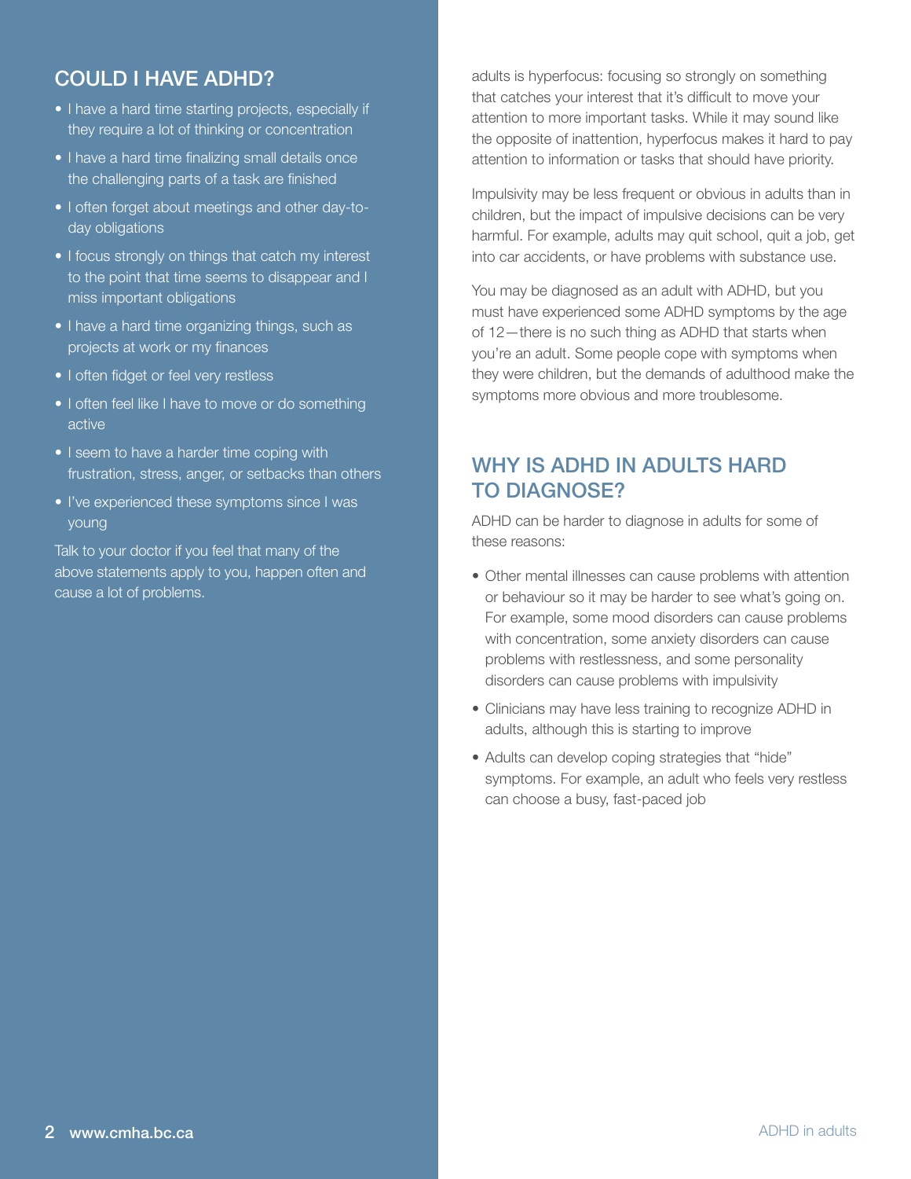## COULD I HAVE ADHD?

- I have a hard time starting projects, especially if they require a lot of thinking or concentration
- I have a hard time finalizing small details once the challenging parts of a task are finished
- I often forget about meetings and other day-to-day obligations
- I focus strongly on things that catch my interest to the point that time seems to disappear and I miss important obligations
- I have a hard time organizing things, such as projects at work or my finances
- I often fidget or feel very restless
- I often feel like I have to move or do something active
- I seem to have a harder time coping with frustration, stress, anger, or setbacks than others
- I've experienced these symptoms since I was young

Talk to your doctor if you feel that many of the above statements apply to you, happen often and cause a lot of problems.

adults is hyperfocus: focusing so strongly on something that catches your interest that it's difficult to move your attention to more important tasks. While it may sound like the opposite of inattention, hyperfocus makes it hard to pay attention to information or tasks that should have priority.

Impulsivity may be less frequent or obvious in adults than in children, but the impact of impulsive decisions can be very harmful. For example, adults may quit school, quit a job, get into car accidents, or have problems with substance use.

You may be diagnosed as an adult with ADHD, but you must have experienced some ADHD symptoms by the age of 12—there is no such thing as ADHD that starts when you're an adult. Some people cope with symptoms when they were children, but the demands of adulthood make the symptoms more obvious and more troublesome.

## WHY IS ADHD IN ADULTS HARD TO DIAGNOSE?

ADHD can be harder to diagnose in adults for some of these reasons:

- Other mental illnesses can cause problems with attention or behaviour so it may be harder to see what's going on. For example, some mood disorders can cause problems with concentration, some anxiety disorders can cause problems with restlessness, and some personality disorders can cause problems with impulsivity
- Clinicians may have less training to recognize ADHD in adults, although this is starting to improve
- Adults can develop coping strategies that "hide" symptoms. For example, an adult who feels very restless can choose a busy, fast-paced job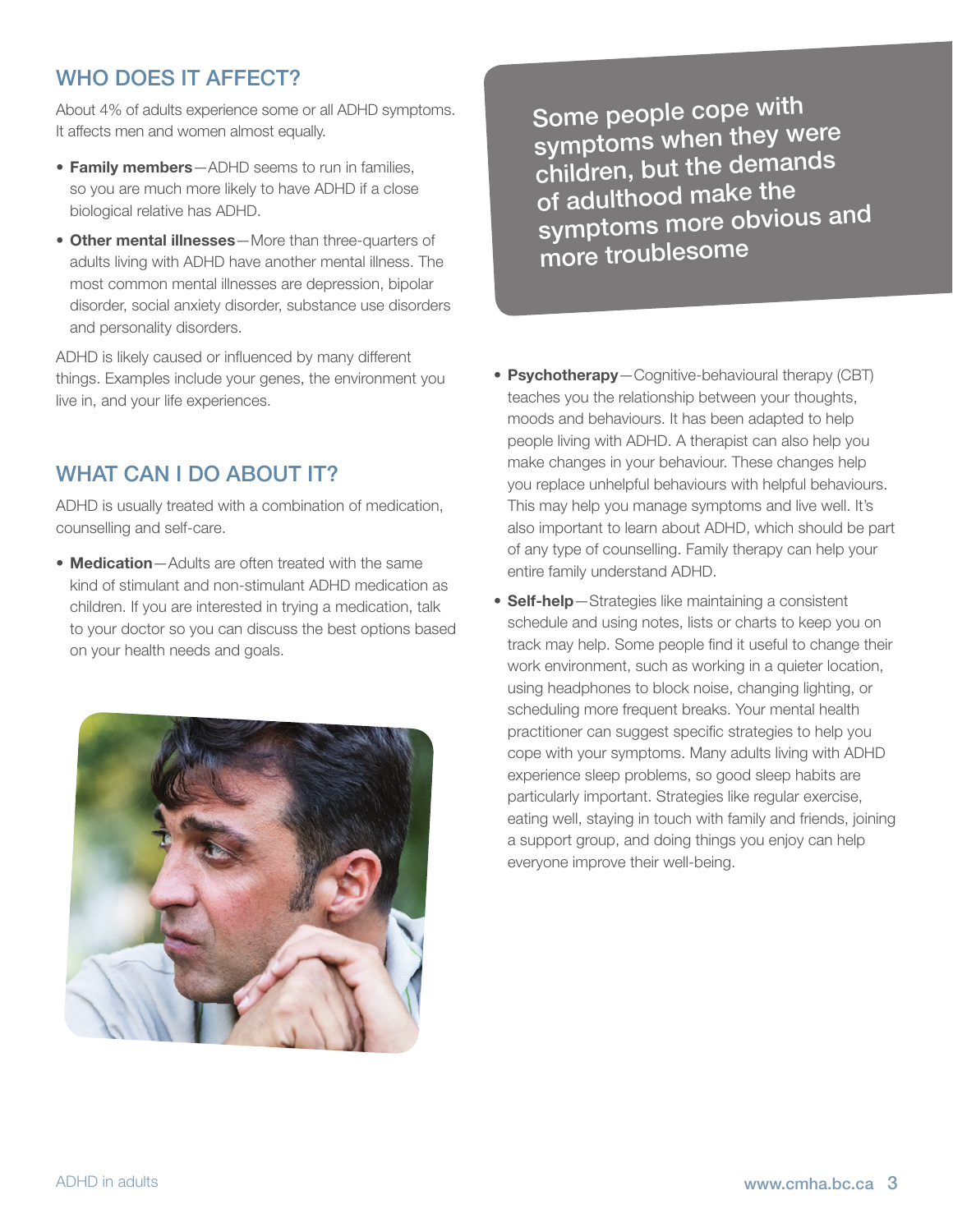## WHO DOES IT AFFECT?

About 4% of adults experience some or all ADHD symptoms. It affects men and women almost equally.

- **Family members**—ADHD seems to run in families, so you are much more likely to have ADHD if a close biological relative has ADHD.
- **Other mental illnesses**—More than three-quarters of adults living with ADHD have another mental illness. The most common mental illnesses are depression, bipolar disorder, social anxiety disorder, substance use disorders and personality disorders.

ADHD is likely caused or influenced by many different things. Examples include your genes, the environment you live in, and your life experiences.

> Some people cope with symptoms when they were children, but the demands of adulthood make the symptoms more obvious and more troublesome

## WHAT CAN I DO ABOUT IT?

ADHD is usually treated with a combination of medication, counselling and self-care.

- **Medication**—Adults are often treated with the same kind of stimulant and non-stimulant ADHD medication as children. If you are interested in trying a medication, talk to your doctor so you can discuss the best options based on your health needs and goals.
- **Psychotherapy**—Cognitive-behavioural therapy (CBT) teaches you the relationship between your thoughts, moods and behaviours. It has been adapted to help people living with ADHD. A therapist can also help you make changes in your behaviour. These changes help you replace unhelpful behaviours with helpful behaviours. This may help you manage symptoms and live well. It's also important to learn about ADHD, which should be part of any type of counselling. Family therapy can help your entire family understand ADHD.
- **Self-help**—Strategies like maintaining a consistent schedule and using notes, lists or charts to keep you on track may help. Some people find it useful to change their work environment, such as working in a quieter location, using headphones to block noise, changing lighting, or scheduling more frequent breaks. Your mental health practitioner can suggest specific strategies to help you cope with your symptoms. Many adults living with ADHD experience sleep problems, so good sleep habits are particularly important. Strategies like regular exercise, eating well, staying in touch with family and friends, joining a support group, and doing things you enjoy can help everyone improve their well-being.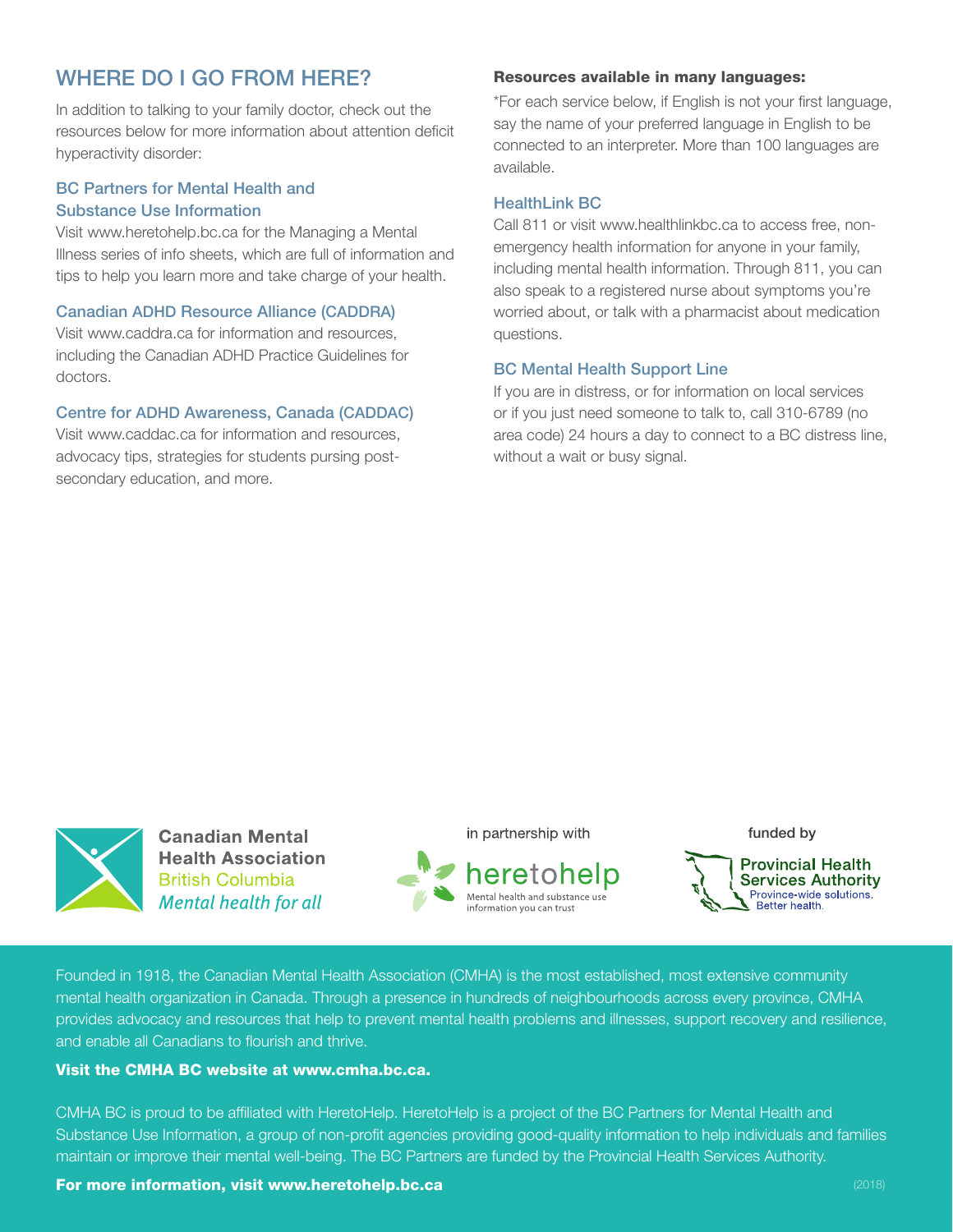## WHERE DO I GO FROM HERE?

In addition to talking to your family doctor, check out the resources below for more information about attention deficit hyperactivity disorder:

### BC Partners for Mental Health and Substance Use Information

Visit www.heretohelp.bc.ca for the Managing a Mental Illness series of info sheets, which are full of information and tips to help you learn more and take charge of your health.

### Canadian ADHD Resource Alliance (CADDRA)

Visit www.caddra.ca for information and resources, including the Canadian ADHD Practice Guidelines for doctors.

### Centre for ADHD Awareness, Canada (CADDAC)

Visit www.caddac.ca for information and resources, advocacy tips, strategies for students pursing post-secondary education, and more.

**Resources available in many languages:**

*For each service below, if English is not your first language, say the name of your preferred language in English to be connected to an interpreter. More than 100 languages are available.

### HealthLink BC

Call 811 or visit www.healthlinkbc.ca to access free, non-emergency health information for anyone in your family, including mental health information. Through 811, you can also speak to a registered nurse about symptoms you're worried about, or talk with a pharmacist about medication questions.

### BC Mental Health Support Line

If you are in distress, or for information on local services or if you just need someone to talk to, call 310-6789 (no area code) 24 hours a day to connect to a BC distress line, without a wait or busy signal.

**Canadian Mental Health Association**
British Columbia
*Mental health for all*

in partnership with

heretohelp
Mental health and substance use information you can trust

funded by

Provincial Health Services Authority
Province-wide solutions. Better health.

Founded in 1918, the Canadian Mental Health Association (CMHA) is the most established, most extensive community mental health organization in Canada. Through a presence in hundreds of neighbourhoods across every province, CMHA provides advocacy and resources that help to prevent mental health problems and illnesses, support recovery and resilience, and enable all Canadians to flourish and thrive.

**Visit the CMHA BC website at www.cmha.bc.ca.**

CMHA BC is proud to be affiliated with HeretoHelp. HeretoHelp is a project of the BC Partners for Mental Health and Substance Use Information, a group of non-profit agencies providing good-quality information to help individuals and families maintain or improve their mental well-being. The BC Partners are funded by the Provincial Health Services Authority.

**For more information, visit www.heretohelp.bc.ca**

(2018)